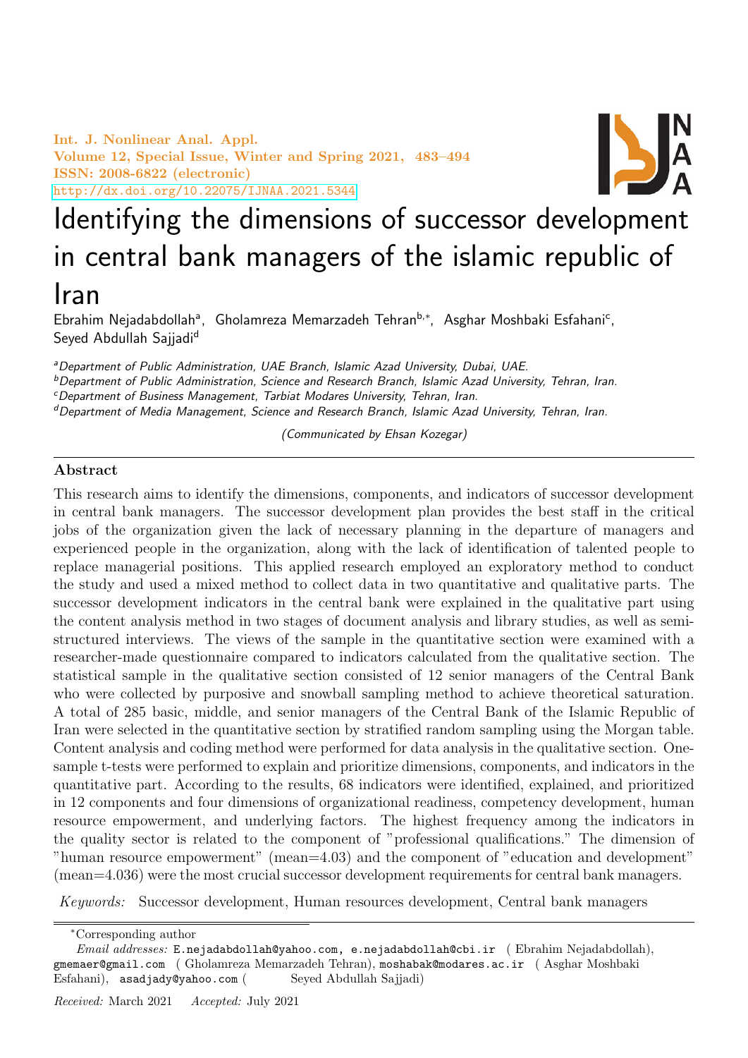# Identifying the dimensions of successor development in central bank managers of the islamic republic of Iran

Ebrahim Nejadabdollah[a], Gholamreza Memarzadeh Tehran[b,*], Asghar Moshbaki Esfahani[c], Seyed Abdullah Sajjadi[d]

[a]*Department of Public Administration, UAE Branch, Islamic Azad University, Dubai, UAE.*

[b]*Department of Public Administration, Science and Research Branch, Islamic Azad University, Tehran, Iran.*

[c]*Department of Business Management, Tarbiat Modares University, Tehran, Iran.*

[d]*Department of Media Management, Science and Research Branch, Islamic Azad University, Tehran, Iran.*

*(Communicated by Ehsan Kozegar)*

## Abstract

This research aims to identify the dimensions, components, and indicators of successor development in central bank managers. The successor development plan provides the best staff in the critical jobs of the organization given the lack of necessary planning in the departure of managers and experienced people in the organization, along with the lack of identification of talented people to replace managerial positions. This applied research employed an exploratory method to conduct the study and used a mixed method to collect data in two quantitative and qualitative parts. The successor development indicators in the central bank were explained in the qualitative part using the content analysis method in two stages of document analysis and library studies, as well as semi-structured interviews. The views of the sample in the quantitative section were examined with a researcher-made questionnaire compared to indicators calculated from the qualitative section. The statistical sample in the qualitative section consisted of 12 senior managers of the Central Bank who were collected by purposive and snowball sampling method to achieve theoretical saturation. A total of 285 basic, middle, and senior managers of the Central Bank of the Islamic Republic of Iran were selected in the quantitative section by stratified random sampling using the Morgan table. Content analysis and coding method were performed for data analysis in the qualitative section. One-sample t-tests were performed to explain and prioritize dimensions, components, and indicators in the quantitative part. According to the results, 68 indicators were identified, explained, and prioritized in 12 components and four dimensions of organizational readiness, competency development, human resource empowerment, and underlying factors. The highest frequency among the indicators in the quality sector is related to the component of "professional qualifications." The dimension of "human resource empowerment" (mean=4.03) and the component of "education and development" (mean=4.036) were the most crucial successor development requirements for central bank managers.

*Keywords:* Successor development, Human resources development, Central bank managers

*Corresponding author

*Email addresses:* E.nejadabdollah@yahoo.com, e.nejadabdollah@cbi.ir (Ebrahim Nejadabdollah), gmemaer@gmail.com (Gholamreza Memarzadeh Tehran), moshabak@modares.ac.ir (Asghar Moshbaki Esfahani), asadjady@yahoo.com (Seyed Abdullah Sajjadi)

*Received:* March 2021 *Accepted:* July 2021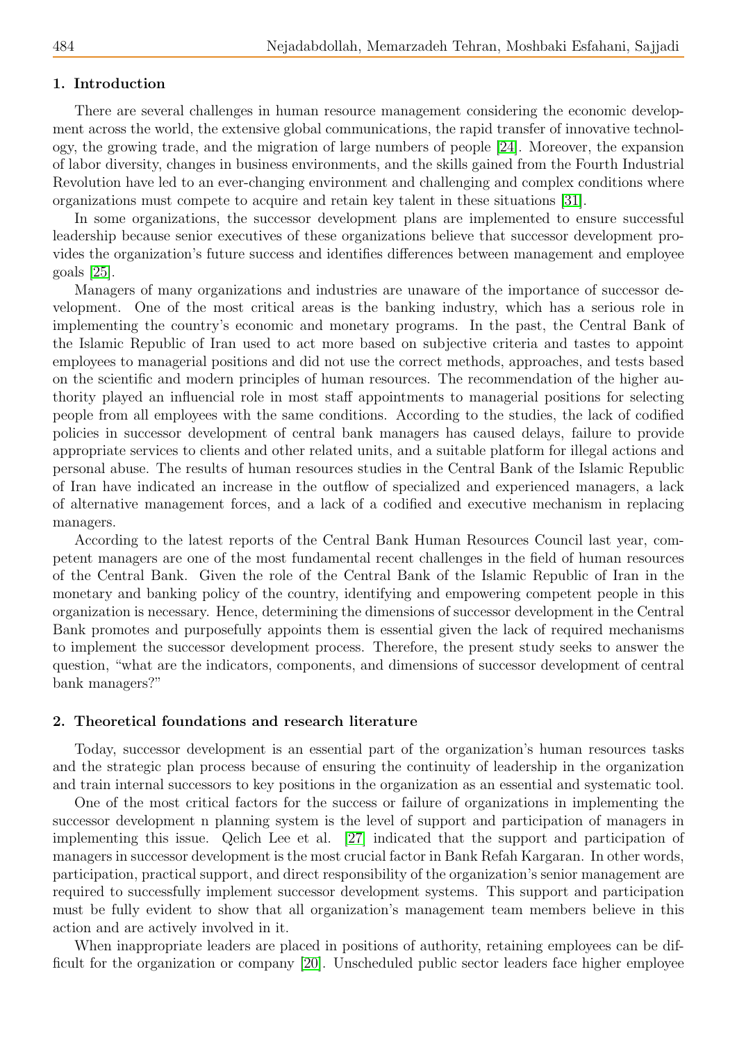## 1. Introduction

There are several challenges in human resource management considering the economic development across the world, the extensive global communications, the rapid transfer of innovative technology, the growing trade, and the migration of large numbers of people [24]. Moreover, the expansion of labor diversity, changes in business environments, and the skills gained from the Fourth Industrial Revolution have led to an ever-changing environment and challenging and complex conditions where organizations must compete to acquire and retain key talent in these situations [31].

In some organizations, the successor development plans are implemented to ensure successful leadership because senior executives of these organizations believe that successor development provides the organization's future success and identifies differences between management and employee goals [25].

Managers of many organizations and industries are unaware of the importance of successor development. One of the most critical areas is the banking industry, which has a serious role in implementing the country's economic and monetary programs. In the past, the Central Bank of the Islamic Republic of Iran used to act more based on subjective criteria and tastes to appoint employees to managerial positions and did not use the correct methods, approaches, and tests based on the scientific and modern principles of human resources. The recommendation of the higher authority played an influencial role in most staff appointments to managerial positions for selecting people from all employees with the same conditions. According to the studies, the lack of codified policies in successor development of central bank managers has caused delays, failure to provide appropriate services to clients and other related units, and a suitable platform for illegal actions and personal abuse. The results of human resources studies in the Central Bank of the Islamic Republic of Iran have indicated an increase in the outflow of specialized and experienced managers, a lack of alternative management forces, and a lack of a codified and executive mechanism in replacing managers.

According to the latest reports of the Central Bank Human Resources Council last year, competent managers are one of the most fundamental recent challenges in the field of human resources of the Central Bank. Given the role of the Central Bank of the Islamic Republic of Iran in the monetary and banking policy of the country, identifying and empowering competent people in this organization is necessary. Hence, determining the dimensions of successor development in the Central Bank promotes and purposefully appoints them is essential given the lack of required mechanisms to implement the successor development process. Therefore, the present study seeks to answer the question, "what are the indicators, components, and dimensions of successor development of central bank managers?"

## 2. Theoretical foundations and research literature

Today, successor development is an essential part of the organization's human resources tasks and the strategic plan process because of ensuring the continuity of leadership in the organization and train internal successors to key positions in the organization as an essential and systematic tool.

One of the most critical factors for the success or failure of organizations in implementing the successor development n planning system is the level of support and participation of managers in implementing this issue. Qelich Lee et al. [27] indicated that the support and participation of managers in successor development is the most crucial factor in Bank Refah Kargaran. In other words, participation, practical support, and direct responsibility of the organization's senior management are required to successfully implement successor development systems. This support and participation must be fully evident to show that all organization's management team members believe in this action and are actively involved in it.

When inappropriate leaders are placed in positions of authority, retaining employees can be difficult for the organization or company [20]. Unscheduled public sector leaders face higher employee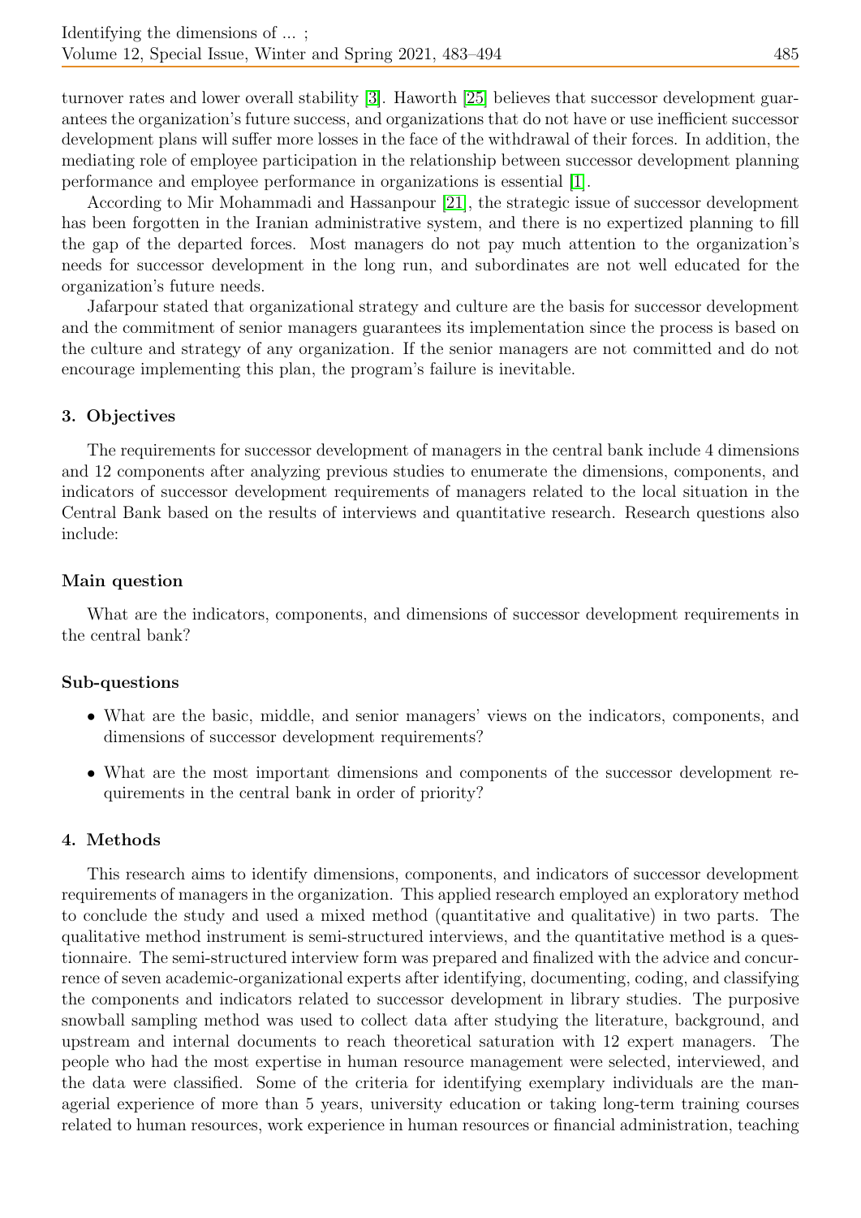turnover rates and lower overall stability [3]. Haworth [25] believes that successor development guarantees the organization's future success, and organizations that do not have or use inefficient successor development plans will suffer more losses in the face of the withdrawal of their forces. In addition, the mediating role of employee participation in the relationship between successor development planning performance and employee performance in organizations is essential [1].

According to Mir Mohammadi and Hassanpour [21], the strategic issue of successor development has been forgotten in the Iranian administrative system, and there is no expertized planning to fill the gap of the departed forces. Most managers do not pay much attention to the organization's needs for successor development in the long run, and subordinates are not well educated for the organization's future needs.

Jafarpour stated that organizational strategy and culture are the basis for successor development and the commitment of senior managers guarantees its implementation since the process is based on the culture and strategy of any organization. If the senior managers are not committed and do not encourage implementing this plan, the program's failure is inevitable.

## 3. Objectives

The requirements for successor development of managers in the central bank include 4 dimensions and 12 components after analyzing previous studies to enumerate the dimensions, components, and indicators of successor development requirements of managers related to the local situation in the Central Bank based on the results of interviews and quantitative research. Research questions also include:

### Main question

What are the indicators, components, and dimensions of successor development requirements in the central bank?

### Sub-questions

- What are the basic, middle, and senior managers' views on the indicators, components, and dimensions of successor development requirements?
- What are the most important dimensions and components of the successor development requirements in the central bank in order of priority?

## 4. Methods

This research aims to identify dimensions, components, and indicators of successor development requirements of managers in the organization. This applied research employed an exploratory method to conclude the study and used a mixed method (quantitative and qualitative) in two parts. The qualitative method instrument is semi-structured interviews, and the quantitative method is a questionnaire. The semi-structured interview form was prepared and finalized with the advice and concurrence of seven academic-organizational experts after identifying, documenting, coding, and classifying the components and indicators related to successor development in library studies. The purposive snowball sampling method was used to collect data after studying the literature, background, and upstream and internal documents to reach theoretical saturation with 12 expert managers. The people who had the most expertise in human resource management were selected, interviewed, and the data were classified. Some of the criteria for identifying exemplary individuals are the managerial experience of more than 5 years, university education or taking long-term training courses related to human resources, work experience in human resources or financial administration, teaching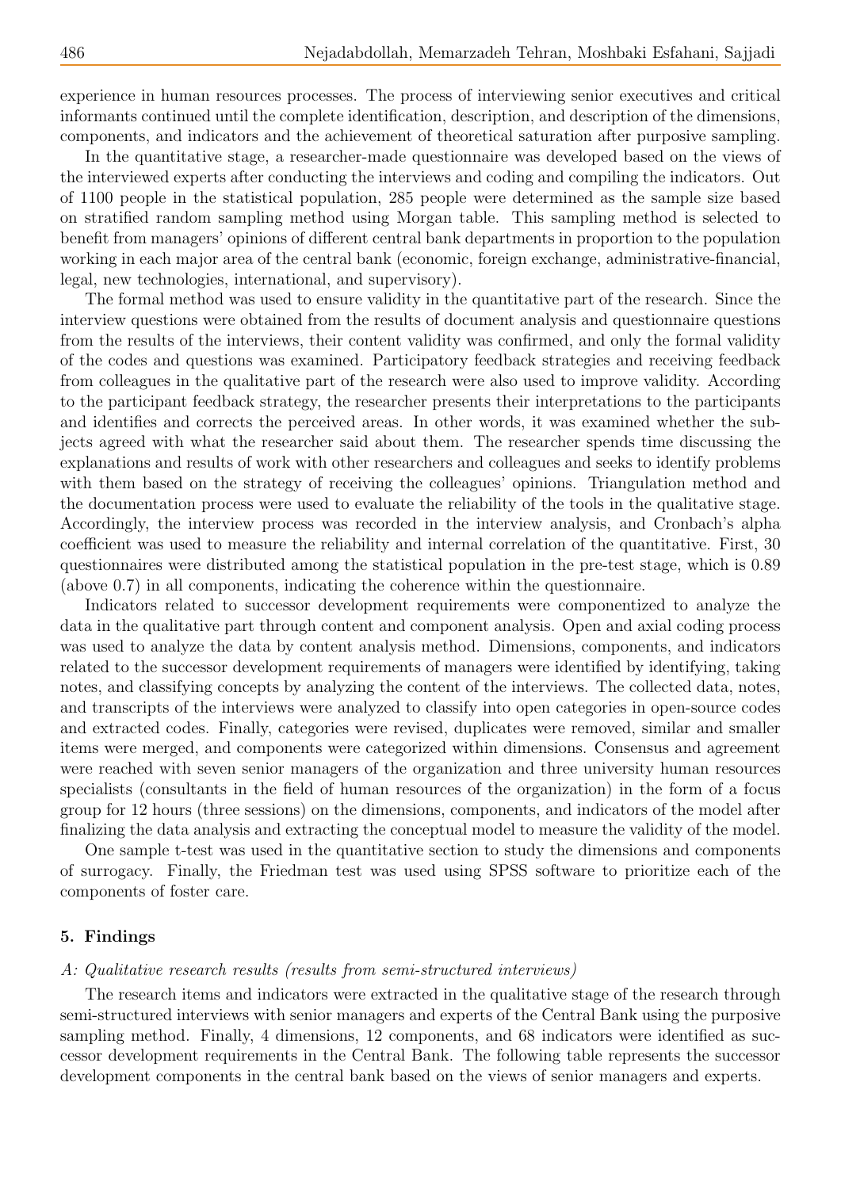experience in human resources processes. The process of interviewing senior executives and critical informants continued until the complete identification, description, and description of the dimensions, components, and indicators and the achievement of theoretical saturation after purposive sampling.

In the quantitative stage, a researcher-made questionnaire was developed based on the views of the interviewed experts after conducting the interviews and coding and compiling the indicators. Out of 1100 people in the statistical population, 285 people were determined as the sample size based on stratified random sampling method using Morgan table. This sampling method is selected to benefit from managers' opinions of different central bank departments in proportion to the population working in each major area of the central bank (economic, foreign exchange, administrative-financial, legal, new technologies, international, and supervisory).

The formal method was used to ensure validity in the quantitative part of the research. Since the interview questions were obtained from the results of document analysis and questionnaire questions from the results of the interviews, their content validity was confirmed, and only the formal validity of the codes and questions was examined. Participatory feedback strategies and receiving feedback from colleagues in the qualitative part of the research were also used to improve validity. According to the participant feedback strategy, the researcher presents their interpretations to the participants and identifies and corrects the perceived areas. In other words, it was examined whether the subjects agreed with what the researcher said about them. The researcher spends time discussing the explanations and results of work with other researchers and colleagues and seeks to identify problems with them based on the strategy of receiving the colleagues' opinions. Triangulation method and the documentation process were used to evaluate the reliability of the tools in the qualitative stage. Accordingly, the interview process was recorded in the interview analysis, and Cronbach's alpha coefficient was used to measure the reliability and internal correlation of the quantitative. First, 30 questionnaires were distributed among the statistical population in the pre-test stage, which is 0.89 (above 0.7) in all components, indicating the coherence within the questionnaire.

Indicators related to successor development requirements were componentized to analyze the data in the qualitative part through content and component analysis. Open and axial coding process was used to analyze the data by content analysis method. Dimensions, components, and indicators related to the successor development requirements of managers were identified by identifying, taking notes, and classifying concepts by analyzing the content of the interviews. The collected data, notes, and transcripts of the interviews were analyzed to classify into open categories in open-source codes and extracted codes. Finally, categories were revised, duplicates were removed, similar and smaller items were merged, and components were categorized within dimensions. Consensus and agreement were reached with seven senior managers of the organization and three university human resources specialists (consultants in the field of human resources of the organization) in the form of a focus group for 12 hours (three sessions) on the dimensions, components, and indicators of the model after finalizing the data analysis and extracting the conceptual model to measure the validity of the model.

One sample t-test was used in the quantitative section to study the dimensions and components of surrogacy. Finally, the Friedman test was used using SPSS software to prioritize each of the components of foster care.

## 5. Findings

*A: Qualitative research results (results from semi-structured interviews)*

The research items and indicators were extracted in the qualitative stage of the research through semi-structured interviews with senior managers and experts of the Central Bank using the purposive sampling method. Finally, 4 dimensions, 12 components, and 68 indicators were identified as successor development requirements in the Central Bank. The following table represents the successor development components in the central bank based on the views of senior managers and experts.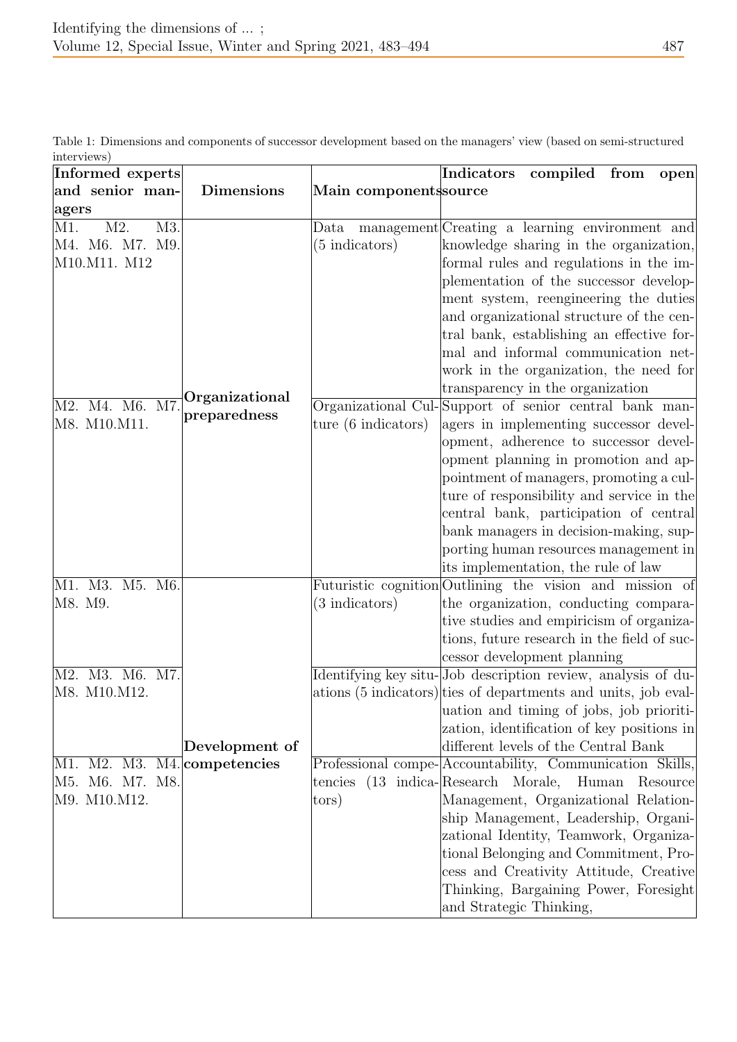Table 1: Dimensions and components of successor development based on the managers' view (based on semi-structured interviews)

| Informed experts and senior managers | Dimensions | Main components | Indicators compiled from open source |
|---|---|---|---|
| M1. M2. M3. M4. M6. M7. M9. M10.M11. M12 | Organizational preparedness | Data management (5 indicators) | Creating a learning environment and knowledge sharing in the organization, formal rules and regulations in the implementation of the successor development system, reengineering the duties and organizational structure of the central bank, establishing an effective formal and informal communication network in the organization, the need for transparency in the organization |
| M2. M4. M6. M7. M8. M10.M11. | | Organizational Culture (6 indicators) | Support of senior central bank managers in implementing successor development, adherence to successor development planning in promotion and appointment of managers, promoting a culture of responsibility and service in the central bank, participation of central bank managers in decision-making, supporting human resources management in its implementation, the rule of law |
| M1. M3. M5. M6. M8. M9. | Development of competencies | Futuristic cognition (3 indicators) | Outlining the vision and mission of the organization, conducting comparative studies and empiricism of organizations, future research in the field of successor development planning |
| M2. M3. M6. M7. M8. M10.M12. | | Identifying key situations (5 indicators) | Job description review, analysis of duties of departments and units, job evaluation and timing of jobs, job prioritization, identification of key positions in different levels of the Central Bank |
| M1. M2. M3. M4. M5. M6. M7. M8. M9. M10.M12. | | Professional competencies (13 indicators) | Accountability, Communication Skills, Research Morale, Human Resource Management, Organizational Relationship Management, Leadership, Organizational Identity, Teamwork, Organizational Belonging and Commitment, Process and Creativity Attitude, Creative Thinking, Bargaining Power, Foresight and Strategic Thinking, |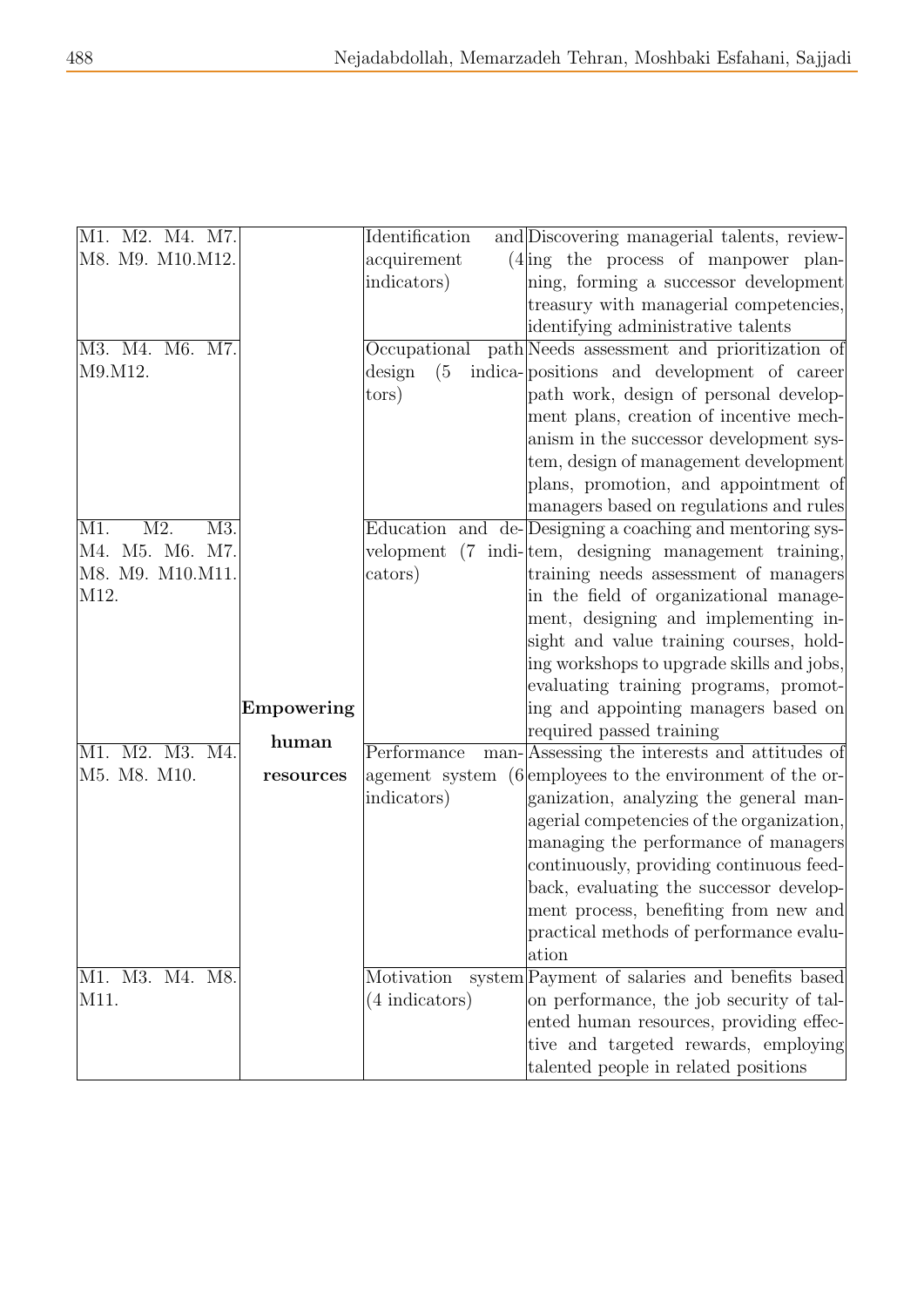| | | | |
|---|---|---|---|
| M1. M2. M4. M7. M8. M9. M10.M12. | Empowering human resources | Identification and acquirement (4 indicators) | Discovering managerial talents, reviewing the process of manpower planning, forming a successor development treasury with managerial competencies, identifying administrative talents |
| M3. M4. M6. M7. M9.M12. | | Occupational path design (5 indicators) | Needs assessment and prioritization of positions and development of career path work, design of personal development plans, creation of incentive mechanism in the successor development system, design of management development plans, promotion, and appointment of managers based on regulations and rules |
| M1. M2. M3. M4. M5. M6. M7. M8. M9. M10.M11. M12. | | Education and development (7 indicators) | Designing a coaching and mentoring system, designing management training, training needs assessment of managers in the field of organizational management, designing and implementing insight and value training courses, holding workshops to upgrade skills and jobs, evaluating training programs, promoting and appointing managers based on required passed training |
| M1. M2. M3. M4. M5. M8. M10. | | Performance management system (6 indicators) | Assessing the interests and attitudes of employees to the environment of the organization, analyzing the general managerial competencies of the organization, managing the performance of managers continuously, providing continuous feedback, evaluating the successor development process, benefiting from new and practical methods of performance evaluation |
| M1. M3. M4. M8. M11. | | Motivation system (4 indicators) | Payment of salaries and benefits based on performance, the job security of talented human resources, providing effective and targeted rewards, employing talented people in related positions |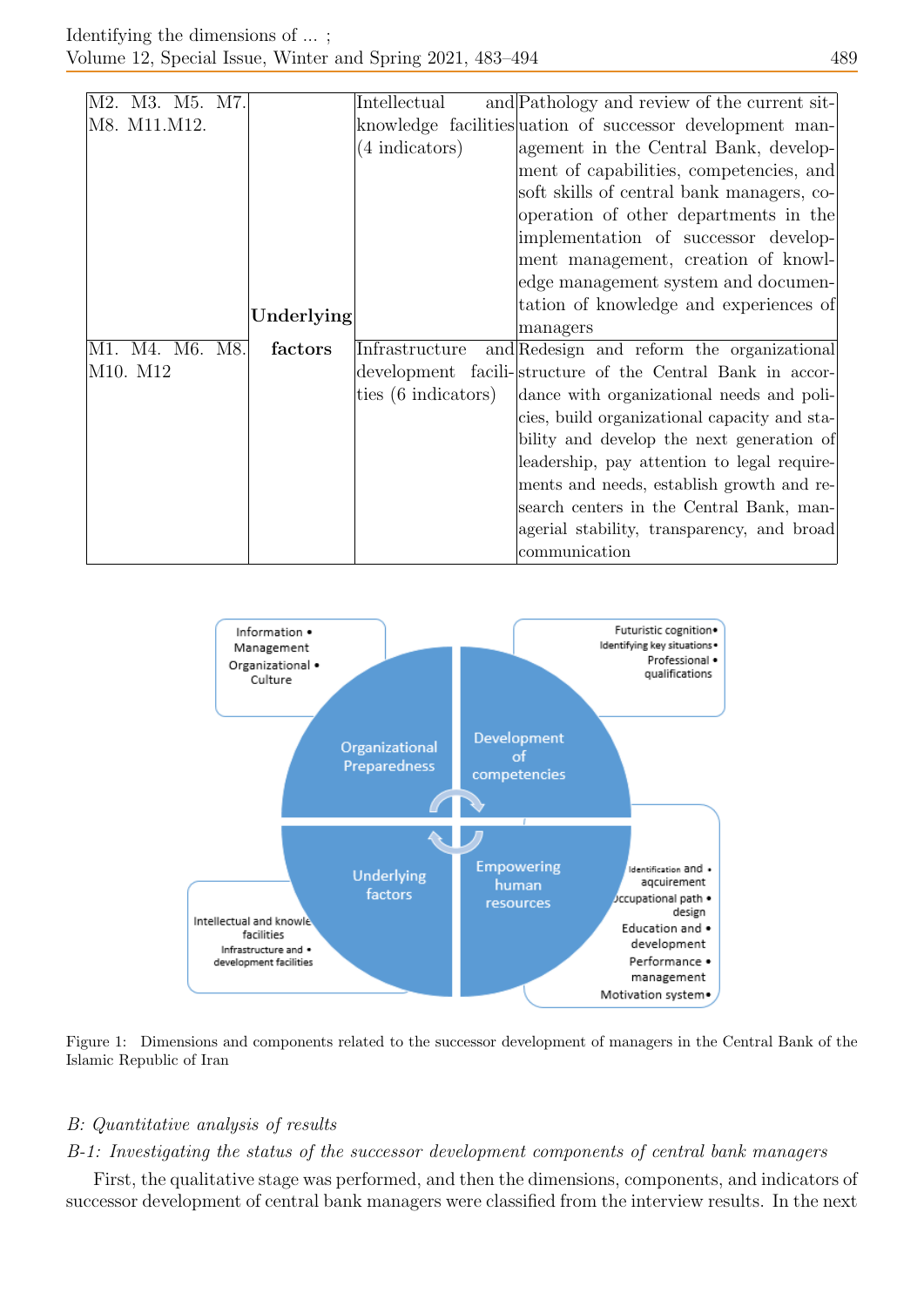| M2. M3. M5. M7. M8. M11.M12. | **Underlying factors** | Intellectual and knowledge facilities (4 indicators) | Pathology and review of the current situation of successor development management in the Central Bank, development of capabilities, competencies, and soft skills of central bank managers, cooperation of other departments in the implementation of successor development management, creation of knowledge management system and documentation of knowledge and experiences of managers |
|---|---|---|---|
| M1. M4. M6. M8. M10. M12 | | Infrastructure and development facilities (6 indicators) | Redesign and reform the organizational structure of the Central Bank in accordance with organizational needs and policies, build organizational capacity and stability and develop the next generation of leadership, pay attention to legal requirements and needs, establish growth and research centers in the Central Bank, managerial stability, transparency, and broad communication |

Figure 1: Dimensions and components related to the successor development of managers in the Central Bank of the Islamic Republic of Iran

*B: Quantitative analysis of results*

*B-1: Investigating the status of the successor development components of central bank managers*

First, the qualitative stage was performed, and then the dimensions, components, and indicators of successor development of central bank managers were classified from the interview results. In the next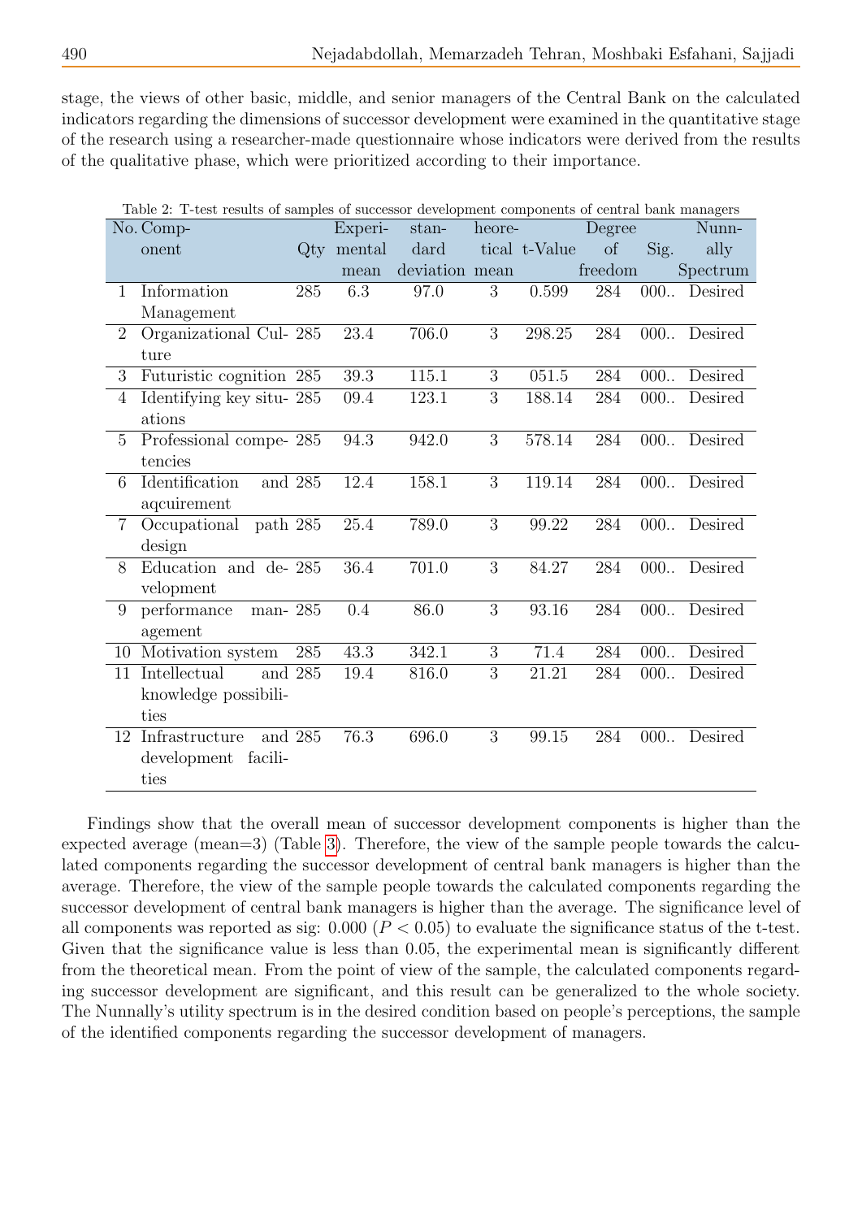stage, the views of other basic, middle, and senior managers of the Central Bank on the calculated indicators regarding the dimensions of successor development were examined in the quantitative stage of the research using a researcher-made questionnaire whose indicators were derived from the results of the qualitative phase, which were prioritized according to their importance.

Table 2: T-test results of samples of successor development components of central bank managers

| No. | Component | Qty | Experimental mean | standard deviation | heoretical mean | t-Value | Degree of freedom | Sig. | Nunnally Spectrum |
|---|---|---|---|---|---|---|---|---|---|
| 1 | Information Management | 285 | 6.3 | 97.0 | 3 | 0.599 | 284 | 000.. | Desired |
| 2 | Organizational Culture | 285 | 23.4 | 706.0 | 3 | 298.25 | 284 | 000.. | Desired |
| 3 | Futuristic cognition | 285 | 39.3 | 115.1 | 3 | 051.5 | 284 | 000.. | Desired |
| 4 | Identifying key situations | 285 | 09.4 | 123.1 | 3 | 188.14 | 284 | 000.. | Desired |
| 5 | Professional competencies | 285 | 94.3 | 942.0 | 3 | 578.14 | 284 | 000.. | Desired |
| 6 | Identification and aqcuirement | 285 | 12.4 | 158.1 | 3 | 119.14 | 284 | 000.. | Desired |
| 7 | Occupational path design | 285 | 25.4 | 789.0 | 3 | 99.22 | 284 | 000.. | Desired |
| 8 | Education and development | 285 | 36.4 | 701.0 | 3 | 84.27 | 284 | 000.. | Desired |
| 9 | performance management | 285 | 0.4 | 86.0 | 3 | 93.16 | 284 | 000.. | Desired |
| 10 | Motivation system | 285 | 43.3 | 342.1 | 3 | 71.4 | 284 | 000.. | Desired |
| 11 | Intellectual and knowledge possibilities | 285 | 19.4 | 816.0 | 3 | 21.21 | 284 | 000.. | Desired |
| 12 | Infrastructure and development facilities | 285 | 76.3 | 696.0 | 3 | 99.15 | 284 | 000.. | Desired |

Findings show that the overall mean of successor development components is higher than the expected average (mean=3) (Table 3). Therefore, the view of the sample people towards the calculated components regarding the successor development of central bank managers is higher than the average. Therefore, the view of the sample people towards the calculated components regarding the successor development of central bank managers is higher than the average. The significance level of all components was reported as sig: 0.000 ($P < 0.05$) to evaluate the significance status of the t-test. Given that the significance value is less than 0.05, the experimental mean is significantly different from the theoretical mean. From the point of view of the sample, the calculated components regarding successor development are significant, and this result can be generalized to the whole society. The Nunnally's utility spectrum is in the desired condition based on people's perceptions, the sample of the identified components regarding the successor development of managers.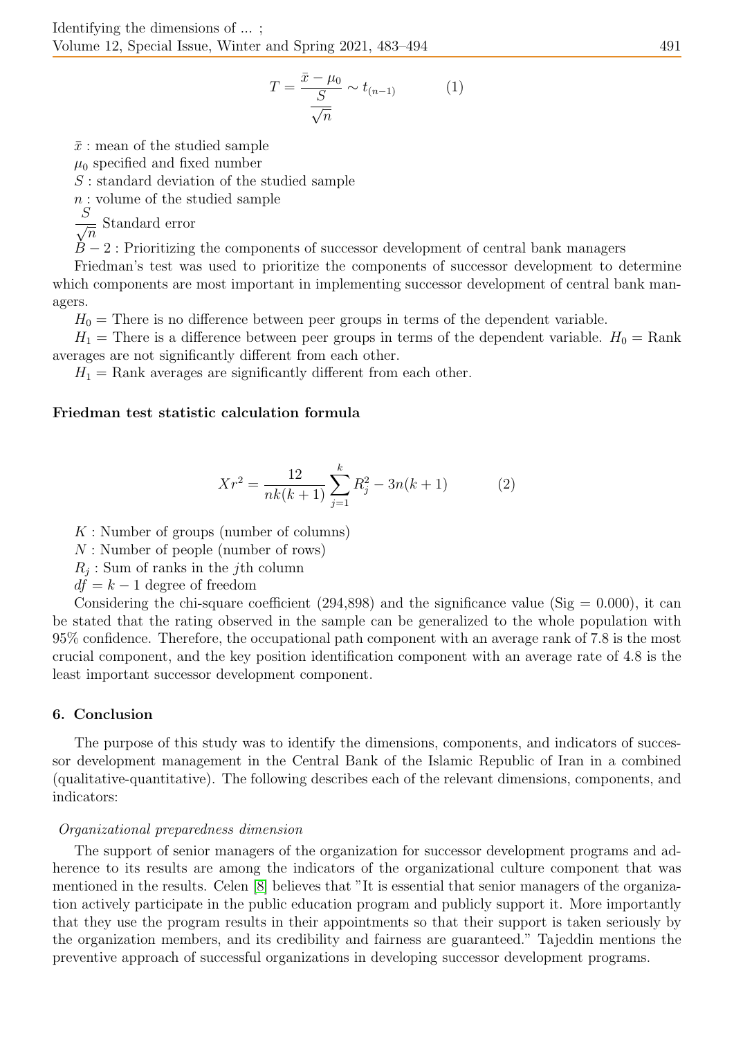$$T = \frac{\bar{x} - \mu_0}{\frac{S}{\sqrt{n}}} \sim t_{(n-1)} \qquad (1)$$

$\bar{x}$ : mean of the studied sample

$\mu_0$ specified and fixed number

$S$ : standard deviation of the studied sample

$n$ : volume of the studied sample

$\frac{S}{\sqrt{n}}$ Standard error

$B-2$ : Prioritizing the components of successor development of central bank managers

Friedman's test was used to prioritize the components of successor development to determine which components are most important in implementing successor development of central bank managers.

$H_0$ = There is no difference between peer groups in terms of the dependent variable.

$H_1$ = There is a difference between peer groups in terms of the dependent variable. $H_0$ = Rank averages are not significantly different from each other.

$H_1$ = Rank averages are significantly different from each other.

**Friedman test statistic calculation formula**

$$Xr^2 = \frac{12}{nk(k+1)} \sum_{j=1}^{k} R_j^2 - 3n(k+1) \qquad (2)$$

$K$ : Number of groups (number of columns)

$N$ : Number of people (number of rows)

$R_j$ : Sum of ranks in the $j$th column

$df = k - 1$ degree of freedom

Considering the chi-square coefficient (294,898) and the significance value (Sig = 0.000), it can be stated that the rating observed in the sample can be generalized to the whole population with 95% confidence. Therefore, the occupational path component with an average rank of 7.8 is the most crucial component, and the key position identification component with an average rate of 4.8 is the least important successor development component.

## 6. Conclusion

The purpose of this study was to identify the dimensions, components, and indicators of successor development management in the Central Bank of the Islamic Republic of Iran in a combined (qualitative-quantitative). The following describes each of the relevant dimensions, components, and indicators:

*Organizational preparedness dimension*

The support of senior managers of the organization for successor development programs and adherence to its results are among the indicators of the organizational culture component that was mentioned in the results. Celen [8] believes that "It is essential that senior managers of the organization actively participate in the public education program and publicly support it. More importantly that they use the program results in their appointments so that their support is taken seriously by the organization members, and its credibility and fairness are guaranteed." Tajeddin mentions the preventive approach of successful organizations in developing successor development programs.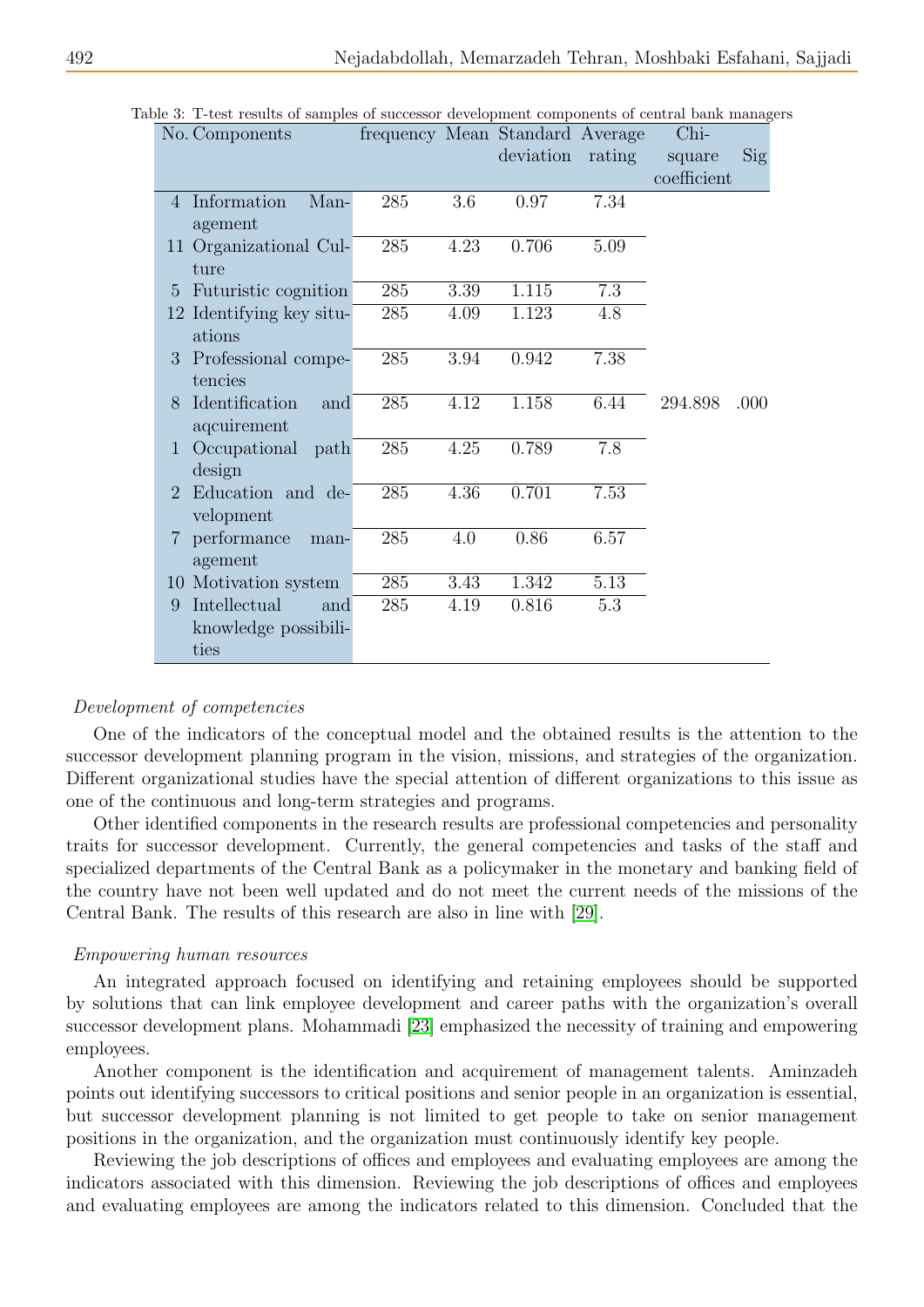Table 3: T-test results of samples of successor development components of central bank managers

| No. | Components | frequency | Mean | Standard deviation | Average rating | Chi-square coefficient | Sig |
|---|---|---|---|---|---|---|---|
| 4 | Information Management | 285 | 3.6 | 0.97 | 7.34 | | |
| 11 | Organizational Culture | 285 | 4.23 | 0.706 | 5.09 | | |
| 5 | Futuristic cognition | 285 | 3.39 | 1.115 | 7.3 | | |
| 12 | Identifying key situations | 285 | 4.09 | 1.123 | 4.8 | | |
| 3 | Professional competencies | 285 | 3.94 | 0.942 | 7.38 | | |
| 8 | Identification and aqcuirement | 285 | 4.12 | 1.158 | 6.44 | 294.898 | .000 |
| 1 | Occupational path design | 285 | 4.25 | 0.789 | 7.8 | | |
| 2 | Education and development | 285 | 4.36 | 0.701 | 7.53 | | |
| 7 | performance management | 285 | 4.0 | 0.86 | 6.57 | | |
| 10 | Motivation system | 285 | 3.43 | 1.342 | 5.13 | | |
| 9 | Intellectual and knowledge possibilities | 285 | 4.19 | 0.816 | 5.3 | | |

*Development of competencies*

One of the indicators of the conceptual model and the obtained results is the attention to the successor development planning program in the vision, missions, and strategies of the organization. Different organizational studies have the special attention of different organizations to this issue as one of the continuous and long-term strategies and programs.

Other identified components in the research results are professional competencies and personality traits for successor development. Currently, the general competencies and tasks of the staff and specialized departments of the Central Bank as a policymaker in the monetary and banking field of the country have not been well updated and do not meet the current needs of the missions of the Central Bank. The results of this research are also in line with [29].

*Empowering human resources*

An integrated approach focused on identifying and retaining employees should be supported by solutions that can link employee development and career paths with the organization's overall successor development plans. Mohammadi [23] emphasized the necessity of training and empowering employees.

Another component is the identification and acquirement of management talents. Aminzadeh points out identifying successors to critical positions and senior people in an organization is essential, but successor development planning is not limited to get people to take on senior management positions in the organization, and the organization must continuously identify key people.

Reviewing the job descriptions of offices and employees and evaluating employees are among the indicators associated with this dimension. Reviewing the job descriptions of offices and employees and evaluating employees are among the indicators related to this dimension. Concluded that the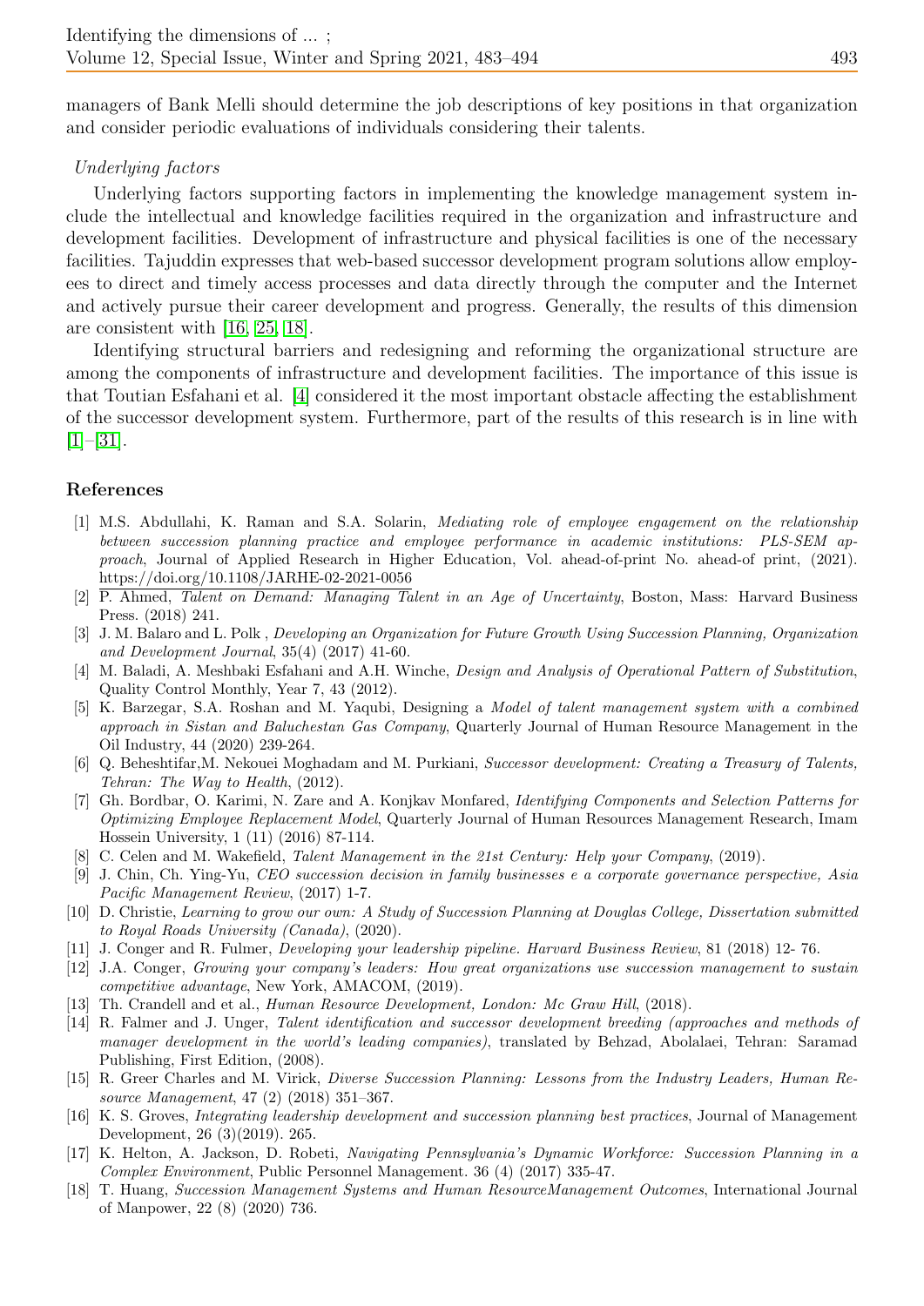managers of Bank Melli should determine the job descriptions of key positions in that organization and consider periodic evaluations of individuals considering their talents.

*Underlying factors*

Underlying factors supporting factors in implementing the knowledge management system include the intellectual and knowledge facilities required in the organization and infrastructure and development facilities. Development of infrastructure and physical facilities is one of the necessary facilities. Tajuddin expresses that web-based successor development program solutions allow employees to direct and timely access processes and data directly through the computer and the Internet and actively pursue their career development and progress. Generally, the results of this dimension are consistent with [16, 25, 18].

Identifying structural barriers and redesigning and reforming the organizational structure are among the components of infrastructure and development facilities. The importance of this issue is that Toutian Esfahani et al. [4] considered it the most important obstacle affecting the establishment of the successor development system. Furthermore, part of the results of this research is in line with [1]–[31].

## References

[1] M.S. Abdullahi, K. Raman and S.A. Solarin, *Mediating role of employee engagement on the relationship between succession planning practice and employee performance in academic institutions: PLS-SEM approach*, Journal of Applied Research in Higher Education, Vol. ahead-of-print No. ahead-of print, (2021). https://doi.org/10.1108/JARHE-02-2021-0056

[2] P. Ahmed, *Talent on Demand: Managing Talent in an Age of Uncertainty*, Boston, Mass: Harvard Business Press. (2018) 241.

[3] J. M. Balaro and L. Polk , *Developing an Organization for Future Growth Using Succession Planning, Organization and Development Journal*, 35(4) (2017) 41-60.

[4] M. Baladi, A. Meshbaki Esfahani and A.H. Winche, *Design and Analysis of Operational Pattern of Substitution*, Quality Control Monthly, Year 7, 43 (2012).

[5] K. Barzegar, S.A. Roshan and M. Yaqubi, Designing a *Model of talent management system with a combined approach in Sistan and Baluchestan Gas Company*, Quarterly Journal of Human Resource Management in the Oil Industry, 44 (2020) 239-264.

[6] Q. Beheshtifar,M. Nekouei Moghadam and M. Purkiani, *Successor development: Creating a Treasury of Talents, Tehran: The Way to Health*, (2012).

[7] Gh. Bordbar, O. Karimi, N. Zare and A. Konjkav Monfared, *Identifying Components and Selection Patterns for Optimizing Employee Replacement Model*, Quarterly Journal of Human Resources Management Research, Imam Hossein University, 1 (11) (2016) 87-114.

[8] C. Celen and M. Wakefield, *Talent Management in the 21st Century: Help your Company*, (2019).

[9] J. Chin, Ch. Ying-Yu, *CEO succession decision in family businesses e a corporate governance perspective, Asia Pacific Management Review*, (2017) 1-7.

[10] D. Christie, *Learning to grow our own: A Study of Succession Planning at Douglas College, Dissertation submitted to Royal Roads University (Canada)*, (2020).

[11] J. Conger and R. Fulmer, *Developing your leadership pipeline. Harvard Business Review*, 81 (2018) 12- 76.

[12] J.A. Conger, *Growing your company's leaders: How great organizations use succession management to sustain competitive advantage*, New York, AMACOM, (2019).

[13] Th. Crandell and et al., *Human Resource Development, London: Mc Graw Hill*, (2018).

[14] R. Falmer and J. Unger, *Talent identification and successor development breeding (approaches and methods of manager development in the world's leading companies)*, translated by Behzad, Abolalaei, Tehran: Saramad Publishing, First Edition, (2008).

[15] R. Greer Charles and M. Virick, *Diverse Succession Planning: Lessons from the Industry Leaders, Human Resource Management*, 47 (2) (2018) 351–367.

[16] K. S. Groves, *Integrating leadership development and succession planning best practices*, Journal of Management Development, 26 (3)(2019). 265.

[17] K. Helton, A. Jackson, D. Robeti, *Navigating Pennsylvania's Dynamic Workforce: Succession Planning in a Complex Environment*, Public Personnel Management. 36 (4) (2017) 335-47.

[18] T. Huang, *Succession Management Systems and Human ResourceManagement Outcomes*, International Journal of Manpower, 22 (8) (2020) 736.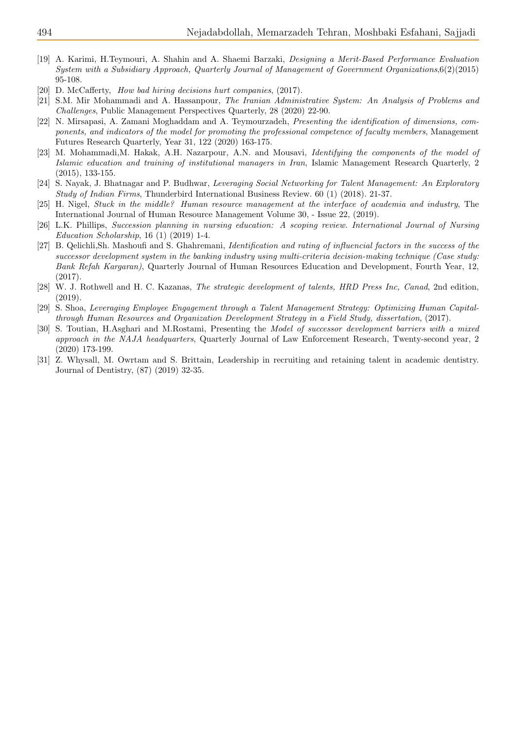[19] A. Karimi, H.Teymouri, A. Shahin and A. Shaemi Barzaki, *Designing a Merit-Based Performance Evaluation System with a Subsidiary Approach, Quarterly Journal of Management of Government Organizations*,6(2)(2015) 95-108.

[20] D. McCafferty, *How bad hiring decisions hurt companies*, (2017).

[21] S.M. Mir Mohammadi and A. Hassanpour, *The Iranian Administrative System: An Analysis of Problems and Challenges*, Public Management Perspectives Quarterly, 28 (2020) 22-90.

[22] N. Mirsapasi, A. Zamani Moghaddam and A. Teymourzadeh, *Presenting the identification of dimensions, components, and indicators of the model for promoting the professional competence of faculty members*, Management Futures Research Quarterly, Year 31, 122 (2020) 163-175.

[23] M. Mohammadi,M. Hakak, A.H. Nazarpour, A.N. and Mousavi, *Identifying the components of the model of Islamic education and training of institutional managers in Iran*, Islamic Management Research Quarterly, 2 (2015), 133-155.

[24] S. Nayak, J. Bhatnagar and P. Budhwar, *Leveraging Social Networking for Talent Management: An Exploratory Study of Indian Firms*, Thunderbird International Business Review. 60 (1) (2018). 21-37.

[25] H. Nigel, *Stuck in the middle? Human resource management at the interface of academia and industry*, The International Journal of Human Resource Management Volume 30, - Issue 22, (2019).

[26] L.K. Phillips, *Succession planning in nursing education: A scoping review. International Journal of Nursing Education Scholarship*, 16 (1) (2019) 1-4.

[27] B. Qelichli,Sh. Mashoufi and S. Ghahremani, *Identification and rating of influencial factors in the success of the successor development system in the banking industry using multi-criteria decision-making technique (Case study: Bank Refah Kargaran)*, Quarterly Journal of Human Resources Education and Development, Fourth Year, 12, (2017).

[28] W. J. Rothwell and H. C. Kazanas, *The strategic development of talents, HRD Press Inc, Canad*, 2nd edition, (2019).

[29] S. Shoa, *Leveraging Employee Engagement through a Talent Management Strategy: Optimizing Human Capital-through Human Resources and Organization Development Strategy in a Field Study, dissertation*, (2017).

[30] S. Toutian, H.Asghari and M.Rostami, Presenting the *Model of successor development barriers with a mixed approach in the NAJA headquarters*, Quarterly Journal of Law Enforcement Research, Twenty-second year, 2 (2020) 173-199.

[31] Z. Whysall, M. Owrtam and S. Brittain, Leadership in recruiting and retaining talent in academic dentistry. Journal of Dentistry, (87) (2019) 32-35.